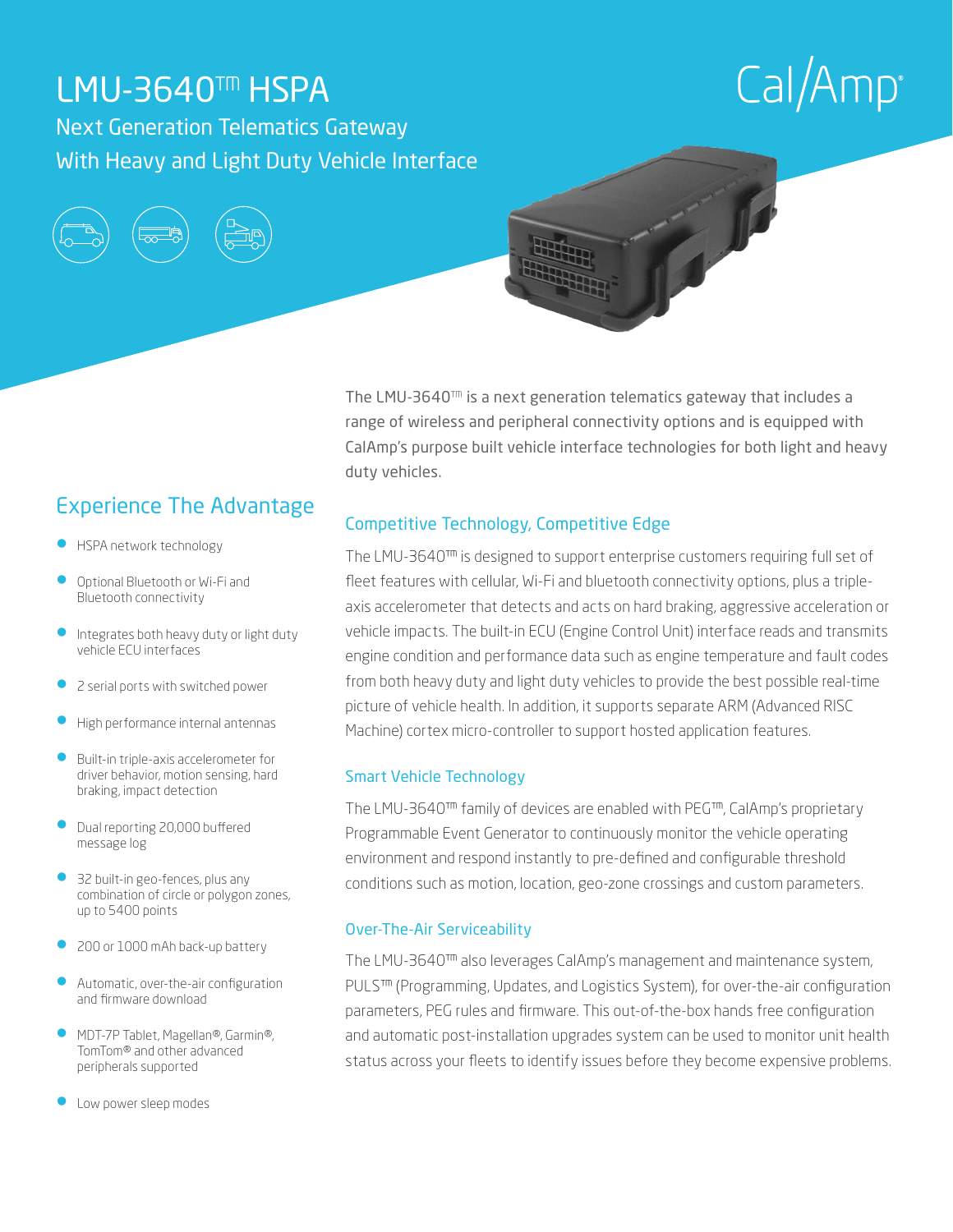# LMU-3640™ HSPA

## Next Generation Telematics Gateway With Heavy and Light Duty Vehicle Interface

CalAmp

The LMU-3640™ is a next generation telematics gateway that includes a range of wireless and peripheral connectivity options and is equipped with CalAmp's purpose built vehicle interface technologies for both light and heavy duty vehicles.

## Experience The Advantage

- HSPA network technology
- Optional Bluetooth or Wi-Fi and Bluetooth connectivity
- Integrates both heavy duty or light duty vehicle ECU interfaces
- 2 serial ports with switched power
- High performance internal antennas
- Built-in triple-axis accelerometer for driver behavior, motion sensing, hard braking, impact detection
- Dual reporting 20,000 buffered message log
- 32 built-in geo-fences, plus any combination of circle or polygon zones, up to 5400 points
- 200 or 1000 mAh back-up battery
- Automatic, over-the-air configuration and firmware download
- MDT-7P Tablet, Magellan®, Garmin®, TomTom® and other advanced peripherals supported
- Low power sleep modes

## Competitive Technology, Competitive Edge

The LMU-3640™ is designed to support enterprise customers requiring full set of fleet features with cellular, Wi-Fi and bluetooth connectivity options, plus a triple-axis accelerometer that detects and acts on hard braking, aggressive acceleration or vehicle impacts. The built-in ECU (Engine Control Unit) interface reads and transmits engine condition and performance data such as engine temperature and fault codes from both heavy duty and light duty vehicles to provide the best possible real-time picture of vehicle health. In addition, it supports separate ARM (Advanced RISC Machine) cortex micro-controller to support hosted application features.

## Smart Vehicle Technology

The LMU-3640™ family of devices are enabled with PEG™, CalAmp's proprietary Programmable Event Generator to continuously monitor the vehicle operating environment and respond instantly to pre-defined and configurable threshold conditions such as motion, location, geo-zone crossings and custom parameters.

## Over-The-Air Serviceability

The LMU-3640™ also leverages CalAmp's management and maintenance system, PULS™ (Programming, Updates, and Logistics System), for over-the-air configuration parameters, PEG rules and firmware. This out-of-the-box hands free configuration and automatic post-installation upgrades system can be used to monitor unit health status across your fleets to identify issues before they become expensive problems.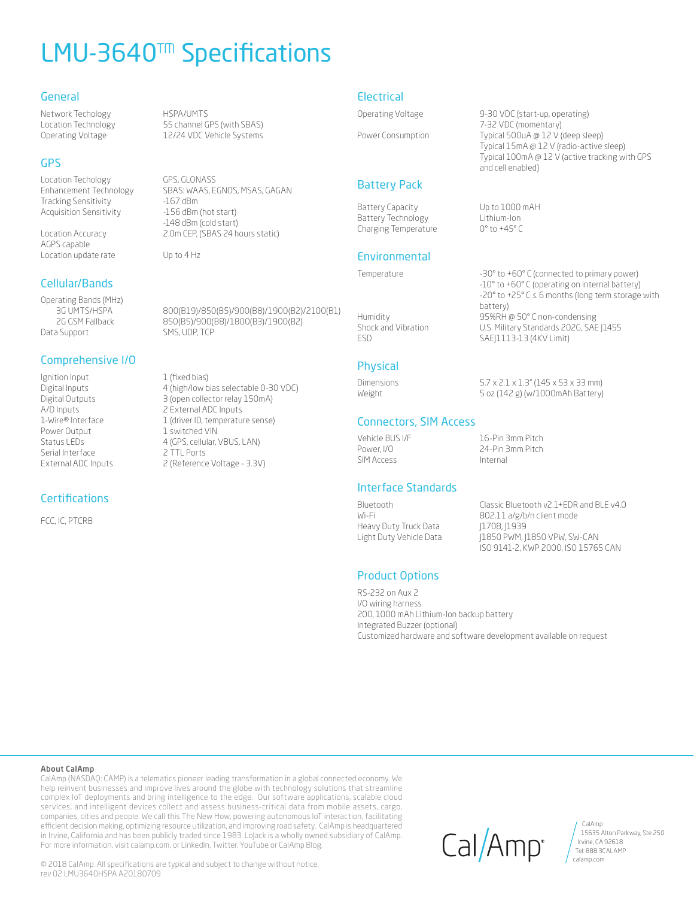# LMU-3640™ Specifications

## General

| | |
|---|---|
| Network Techology | HSPA/UMTS |
| Location Technology | 55 channel GPS (with SBAS) |
| Operating Voltage | 12/24 VDC Vehicle Systems |

## GPS

| | |
|---|---|
| Location Techology | GPS, GLONASS |
| Enhancement Technology | SBAS: WAAS, EGNOS, MSAS, GAGAN |
| Tracking Sensitivity | -167 dBm |
| Acquisition Sensitivity | -156 dBm (hot start)<br>-148 dBm (cold start) |
| Location Accuracy | 2.0m CEP, (SBAS 24 hours static) |
| AGPS capable | |
| Location update rate | Up to 4 Hz |

## Cellular/Bands

| | |
|---|---|
| Operating Bands (MHz) | |
| 3G UMTS/HSPA | 800(B19)/850(B5)/900(B8)/1900(B2)/2100(B1) |
| 2G GSM Fallback | 850(B5)/900(B8)/1800(B3)/1900(B2) |
| Data Support | SMS, UDP, TCP |

## Comprehensive I/O

| | |
|---|---|
| Ignition Input | 1 (fixed bias) |
| Digital Inputs | 4 (high/low bias selectable 0-30 VDC) |
| Digital Outputs | 3 (open collector relay 150mA) |
| A/D Inputs | 2 External ADC Inputs |
| 1-Wire® Interface | 1 (driver ID, temperature sense) |
| Power Output | 1 switched VIN |
| Status LEDs | 4 (GPS, cellular, VBUS, LAN) |
| Serial Interface | 2 TTL Ports |
| External ADC Inputs | 2 (Reference Voltage - 3.3V) |

## Certifications

FCC, IC, PTCRB

## Electrical

| | |
|---|---|
| Operating Voltage | 9-30 VDC (start-up, operating)<br>7-32 VDC (momentary) |
| Power Consumption | Typical 500uA @ 12 V (deep sleep)<br>Typical 15mA @ 12 V (radio-active sleep)<br>Typical 100mA @ 12 V (active tracking with GPS and cell enabled) |

## Battery Pack

| | |
|---|---|
| Battery Capacity | Up to 1000 mAH |
| Battery Technology | Lithium-Ion |
| Charging Temperature | 0° to +45° C |

## Environmental

| | |
|---|---|
| Temperature | -30° to +60° C (connected to primary power)<br>-10° to +60° C (operating on internal battery)<br>-20° to +25° C ≤ 6 months (long term storage with battery) |
| Humidity | 95%RH @ 50° C non-condensing |
| Shock and Vibration | U.S. Military Standards 202G, SAE J1455 |
| ESD | SAEJ1113-13 (4KV Limit) |

## Physical

| | |
|---|---|
| Dimensions | 5.7 x 2.1 x 1.3" (145 x 53 x 33 mm) |
| Weight | 5 oz (142 g) (w/1000mAh Battery) |

## Connectors, SIM Access

| | |
|---|---|
| Vehicle BUS I/F | 16-Pin 3mm Pitch |
| Power, I/O | 24-Pin 3mm Pitch |
| SIM Access | Internal |

## Interface Standards

| | |
|---|---|
| Bluetooth | Classic Bluetooth v2.1+EDR and BLE v4.0 |
| Wi-Fi | 802.11 a/g/b/n client mode |
| Heavy Duty Truck Data | J1708, J1939 |
| Light Duty Vehicle Data | J1850 PWM, J1850 VPW, SW-CAN<br>ISO 9141-2, KWP 2000, ISO 15765 CAN |

## Product Options

RS-232 on Aux 2
I/O wiring harness
200, 1000 mAh Lithium-Ion backup battery
Integrated Buzzer (optional)
Customized hardware and software development available on request

**About CalAmp**

CalAmp (NASDAQ: CAMP) is a telematics pioneer leading transformation in a global connected economy. We help reinvent businesses and improve lives around the globe with technology solutions that streamline complex IoT deployments and bring intelligence to the edge. Our software applications, scalable cloud services, and intelligent devices collect and assess business-critical data from mobile assets, cargo, companies, cities and people. We call this The New How, powering autonomous IoT interaction, facilitating efficient decision making, optimizing resource utilization, and improving road safety. CalAmp is headquartered in Irvine, California and has been publicly traded since 1983. LoJack is a wholly owned subsidiary of CalAmp. For more information, visit calamp.com, or LinkedIn, Twitter, YouTube or CalAmp Blog.

© 2018 CalAmp. All specifications are typical and subject to change without notice.
rev 02 LMU3640HSPA A20180709

CalAmp
15635 Alton Parkway, Ste 250
Irvine, CA 92618
Tel: 888.3CALAMP
calamp.com